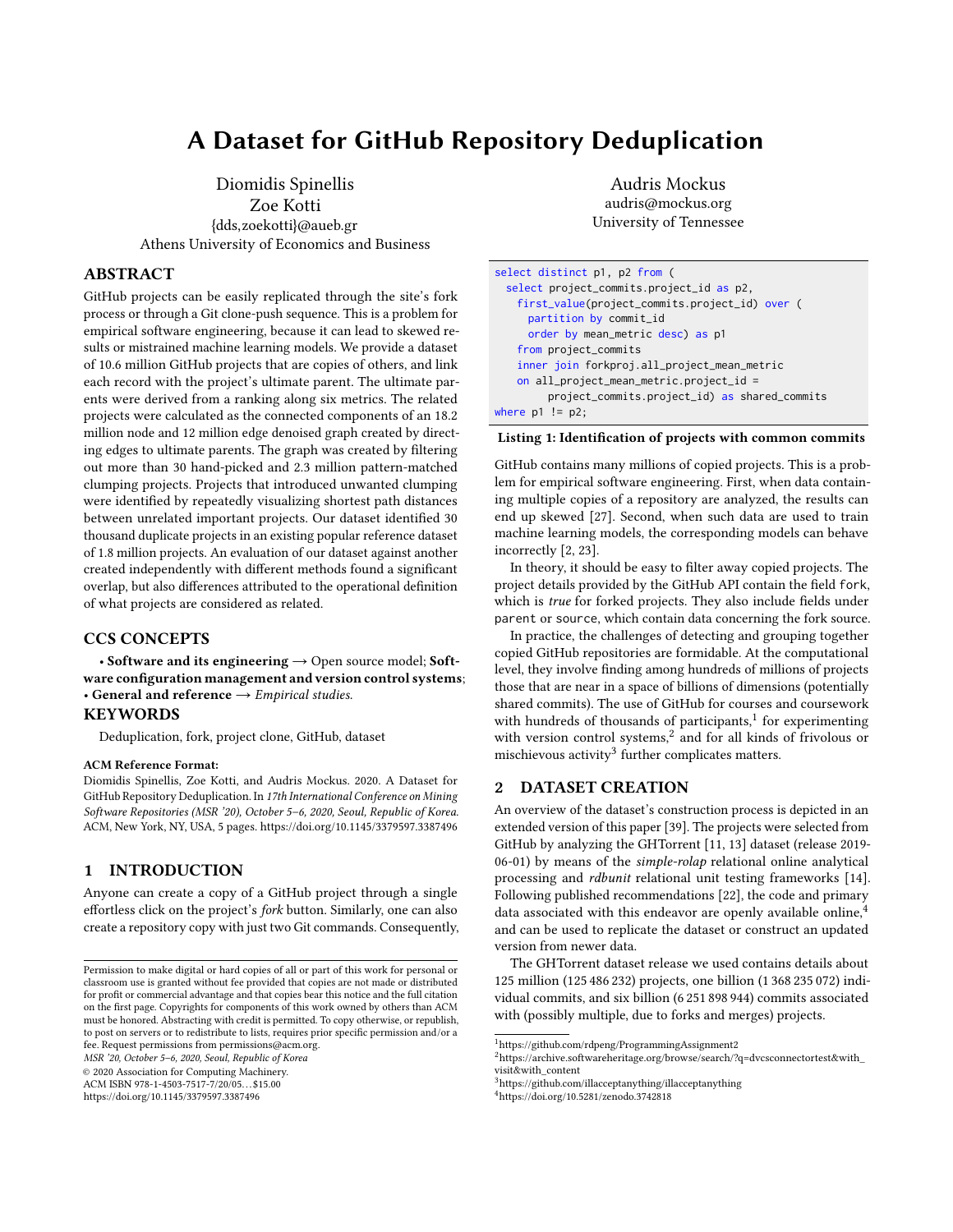# A Dataset for GitHub Repository Deduplication

Diomidis Spinellis
Zoe Kotti
{dds,zoekotti}@aueb.gr
Athens University of Economics and Business

Audris Mockus
audris@mockus.org
University of Tennessee

## ABSTRACT

GitHub projects can be easily replicated through the site's fork process or through a Git clone-push sequence. This is a problem for empirical software engineering, because it can lead to skewed results or mistrained machine learning models. We provide a dataset of 10.6 million GitHub projects that are copies of others, and link each record with the project's ultimate parent. The ultimate parents were derived from a ranking along six metrics. The related projects were calculated as the connected components of an 18.2 million node and 12 million edge denoised graph created by directing edges to ultimate parents. The graph was created by filtering out more than 30 hand-picked and 2.3 million pattern-matched clumping projects. Projects that introduced unwanted clumping were identified by repeatedly visualizing shortest path distances between unrelated important projects. Our dataset identified 30 thousand duplicate projects in an existing popular reference dataset of 1.8 million projects. An evaluation of our dataset against another created independently with different methods found a significant overlap, but also differences attributed to the operational definition of what projects are considered as related.

## CCS CONCEPTS

• **Software and its engineering** → Open source model; **Software configuration management and version control systems**; • **General and reference** → *Empirical studies.*

## KEYWORDS

Deduplication, fork, project clone, GitHub, dataset

**ACM Reference Format:**
Diomidis Spinellis, Zoe Kotti, and Audris Mockus. 2020. A Dataset for GitHub Repository Deduplication. In *17th International Conference on Mining Software Repositories (MSR '20), October 5–6, 2020, Seoul, Republic of Korea.* ACM, New York, NY, USA, 5 pages. https://doi.org/10.1145/3379597.3387496

## 1 INTRODUCTION

Anyone can create a copy of a GitHub project through a single effortless click on the project's *fork* button. Similarly, one can also create a repository copy with just two Git commands. Consequently,

```
select distinct p1, p2 from (
  select project_commits.project_id as p2,
    first_value(project_commits.project_id) over (
      partition by commit_id
      order by mean_metric desc) as p1
    from project_commits
    inner join forkproj.all_project_mean_metric
    on all_project_mean_metric.project_id =
        project_commits.project_id) as shared_commits
where p1 != p2;
```

**Listing 1: Identification of projects with common commits**

GitHub contains many millions of copied projects. This is a problem for empirical software engineering. First, when data containing multiple copies of a repository are analyzed, the results can end up skewed [27]. Second, when such data are used to train machine learning models, the corresponding models can behave incorrectly [2, 23].

In theory, it should be easy to filter away copied projects. The project details provided by the GitHub API contain the field `fork`, which is *true* for forked projects. They also include fields under `parent` or `source`, which contain data concerning the fork source.

In practice, the challenges of detecting and grouping together copied GitHub repositories are formidable. At the computational level, they involve finding among hundreds of millions of projects those that are near in a space of billions of dimensions (potentially shared commits). The use of GitHub for courses and coursework with hundreds of thousands of participants,[1] for experimenting with version control systems,[2] and for all kinds of frivolous or mischievous activity[3] further complicates matters.

## 2 DATASET CREATION

An overview of the dataset's construction process is depicted in an extended version of this paper [39]. The projects were selected from GitHub by analyzing the GHTorrent [11, 13] dataset (release 2019-06-01) by means of the *simple-rolap* relational online analytical processing and *rdbunit* relational unit testing frameworks [14]. Following published recommendations [22], the code and primary data associated with this endeavor are openly available online,[4] and can be used to replicate the dataset or construct an updated version from newer data.

The GHTorrent dataset release we used contains details about 125 million (125 486 232) projects, one billion (1 368 235 072) individual commits, and six billion (6 251 898 944) commits associated with (possibly multiple, due to forks and merges) projects.

---

Permission to make digital or hard copies of all or part of this work for personal or classroom use is granted without fee provided that copies are not made or distributed for profit or commercial advantage and that copies bear this notice and the full citation on the first page. Copyrights for components of this work owned by others than ACM must be honored. Abstracting with credit is permitted. To copy otherwise, or republish, to post on servers or to redistribute to lists, requires prior specific permission and/or a fee. Request permissions from permissions@acm.org.
*MSR '20, October 5–6, 2020, Seoul, Republic of Korea*
© 2020 Association for Computing Machinery.
ACM ISBN 978-1-4503-7517-7/20/05...$15.00
https://doi.org/10.1145/3379597.3387496

[1] https://github.com/rdpeng/ProgrammingAssignment2
[2] https://archive.softwareheritage.org/browse/search/?q=dvcsconnectortest&with_visit&with_content
[3] https://github.com/illacceptanything/illacceptanything
[4] https://doi.org/10.5281/zenodo.3742818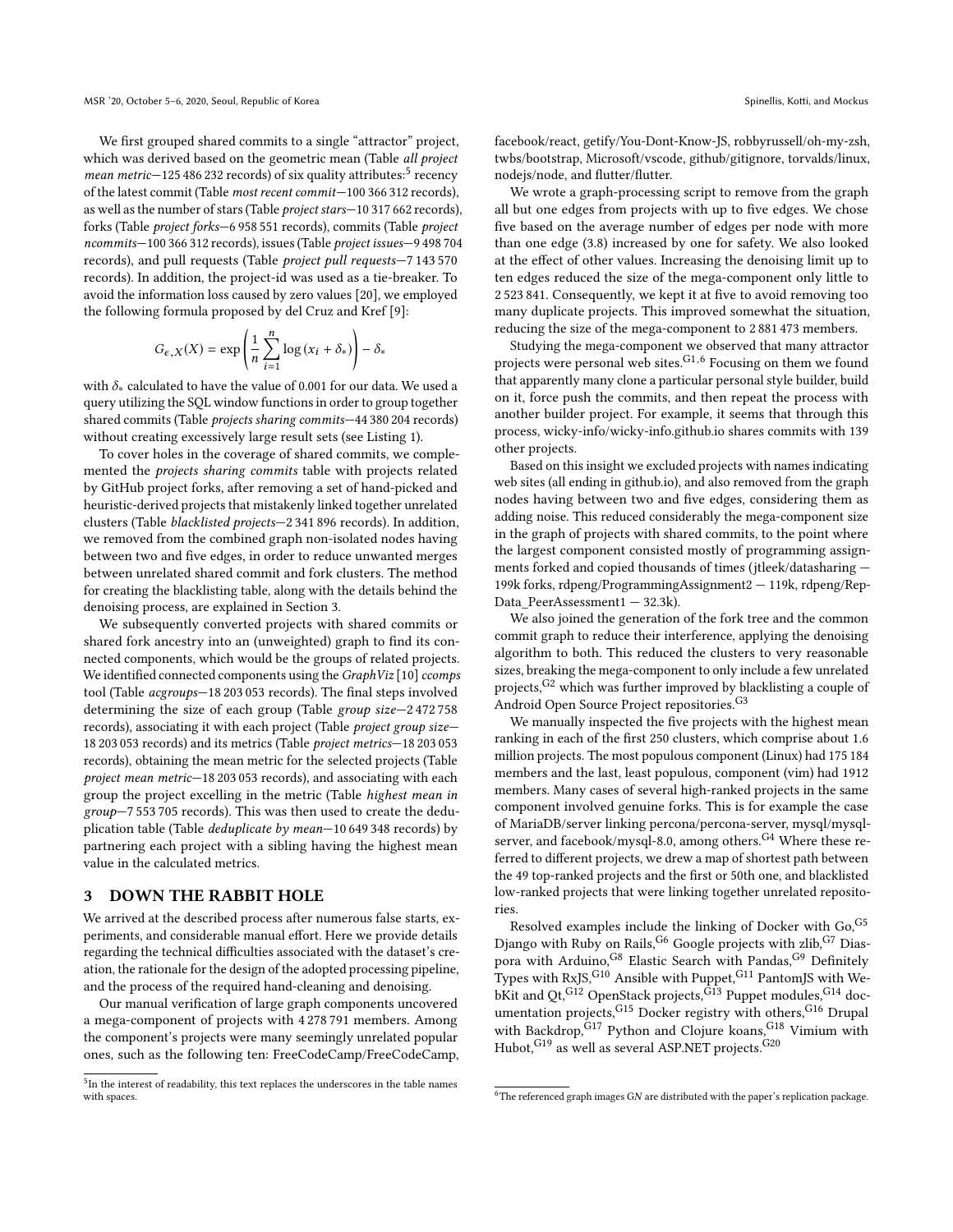We first grouped shared commits to a single "attractor" project, which was derived based on the geometric mean (Table *all project mean metric*—125 486 232 records) of six quality attributes:[5] recency of the latest commit (Table *most recent commit*—100 366 312 records), as well as the number of stars (Table *project stars*—10 317 662 records), forks (Table *project forks*—6 958 551 records), commits (Table *project ncommits*—100 366 312 records), issues (Table *project issues*—9 498 704 records), and pull requests (Table *project pull requests*—7 143 570 records). In addition, the project-id was used as a tie-breaker. To avoid the information loss caused by zero values [20], we employed the following formula proposed by del Cruz and Kref [9]:

$$G_{\epsilon,X}(X) = \exp\left(\frac{1}{n}\sum_{i=1}^{n}\log\left(x_i + \delta_*\right)\right) - \delta_*$$

with $\delta_*$ calculated to have the value of 0.001 for our data. We used a query utilizing the SQL window functions in order to group together shared commits (Table *projects sharing commits*—44 380 204 records) without creating excessively large result sets (see Listing 1).

To cover holes in the coverage of shared commits, we complemented the *projects sharing commits* table with projects related by GitHub project forks, after removing a set of hand-picked and heuristic-derived projects that mistakenly linked together unrelated clusters (Table *blacklisted projects*—2 341 896 records). In addition, we removed from the combined graph non-isolated nodes having between two and five edges, in order to reduce unwanted merges between unrelated shared commit and fork clusters. The method for creating the blacklisting table, along with the details behind the denoising process, are explained in Section 3.

We subsequently converted projects with shared commits or shared fork ancestry into an (unweighted) graph to find its connected components, which would be the groups of related projects. We identified connected components using the *GraphViz* [10] *ccomps* tool (Table *acgroups*—18 203 053 records). The final steps involved determining the size of each group (Table *group size*—2 472 758 records), associating it with each project (Table *project group size*—18 203 053 records) and its metrics (Table *project metrics*—18 203 053 records), obtaining the mean metric for the selected projects (Table *project mean metric*—18 203 053 records), and associating with each group the project excelling in the metric (Table *highest mean in group*—7 553 705 records). This was then used to create the deduplication table (Table *deduplicate by mean*—10 649 348 records) by partnering each project with a sibling having the highest mean value in the calculated metrics.

## 3 DOWN THE RABBIT HOLE

We arrived at the described process after numerous false starts, experiments, and considerable manual effort. Here we provide details regarding the technical difficulties associated with the dataset's creation, the rationale for the design of the adopted processing pipeline, and the process of the required hand-cleaning and denoising.

Our manual verification of large graph components uncovered a mega-component of projects with 4 278 791 members. Among the component's projects were many seemingly unrelated popular ones, such as the following ten: FreeCodeCamp/FreeCodeCamp, facebook/react, getify/You-Dont-Know-JS, robbyrussell/oh-my-zsh, twbs/bootstrap, Microsoft/vscode, github/gitignore, torvalds/linux, nodejs/node, and flutter/flutter.

We wrote a graph-processing script to remove from the graph all but one edges from projects with up to five edges. We chose five based on the average number of edges per node with more than one edge (3.8) increased by one for safety. We also looked at the effect of other values. Increasing the denoising limit up to ten edges reduced the size of the mega-component only little to 2 523 841. Consequently, we kept it at five to avoid removing too many duplicate projects. This improved somewhat the situation, reducing the size of the mega-component to 2 881 473 members.

Studying the mega-component we observed that many attractor projects were personal web sites.[G1,6] Focusing on them we found that apparently many clone a particular personal style builder, build on it, force push the commits, and then repeat the process with another builder project. For example, it seems that through this process, wicky-info/wicky-info.github.io shares commits with 139 other projects.

Based on this insight we excluded projects with names indicating web sites (all ending in github.io), and also removed from the graph nodes having between two and five edges, considering them as adding noise. This reduced considerably the mega-component size in the graph of projects with shared commits, to the point where the largest component consisted mostly of programming assignments forked and copied thousands of times (jtleek/datasharing — 199k forks, rdpeng/ProgrammingAssignment2 — 119k, rdpeng/RepData_PeerAssessment1 — 32.3k).

We also joined the generation of the fork tree and the common commit graph to reduce their interference, applying the denoising algorithm to both. This reduced the clusters to very reasonable sizes, breaking the mega-component to only include a few unrelated projects,[G2] which was further improved by blacklisting a couple of Android Open Source Project repositories.[G3]

We manually inspected the five projects with the highest mean ranking in each of the first 250 clusters, which comprise about 1.6 million projects. The most populous component (Linux) had 175 184 members and the last, least populous, component (vim) had 1912 members. Many cases of several high-ranked projects in the same component involved genuine forks. This is for example the case of MariaDB/server linking percona/percona-server, mysql/mysql-server, and facebook/mysql-8.0, among others.[G4] Where these referred to different projects, we drew a map of shortest path between the 49 top-ranked projects and the first or 50th one, and blacklisted low-ranked projects that were linking together unrelated repositories.

Resolved examples include the linking of Docker with Go,[G5] Django with Ruby on Rails,[G6] Google projects with zlib,[G7] Diaspora with Arduino,[G8] Elastic Search with Pandas,[G9] Definitely Types with RxJS,[G10] Ansible with Puppet,[G11] PantomJS with WebKit and Qt,[G12] OpenStack projects,[G13] Puppet modules,[G14] documentation projects,[G15] Docker registry with others,[G16] Drupal with Backdrop,[G17] Python and Clojure koans,[G18] Vimium with Hubot,[G19] as well as several ASP.NET projects.[G20]

---

[5] In the interest of readability, this text replaces the underscores in the table names with spaces.

[6] The referenced graph images G*N* are distributed with the paper's replication package.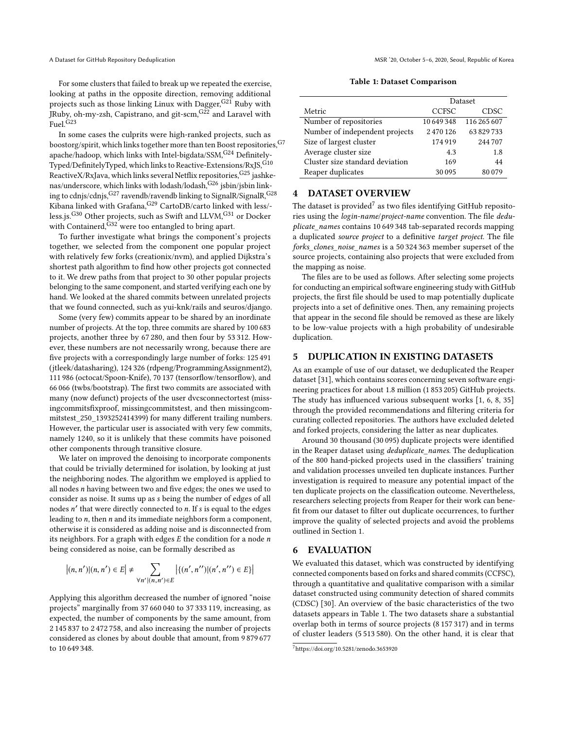For some clusters that failed to break up we repeated the exercise, looking at paths in the opposite direction, removing additional projects such as those linking Linux with Dagger,[G21] Ruby with JRuby, oh-my-zsh, Capistrano, and git-scm,[G22] and Laravel with Fuel.[G23]

In some cases the culprits were high-ranked projects, such as boostorg/spirit, which links together more than ten Boost repositories,[G7] apache/hadoop, which links with Intel-bigdata/SSM,[G24] DefinitelyTyped/DefinitelyTyped, which links to Reactive-Extensions/RxJS,[G10] ReactiveX/RxJava, which links several Netflix repositories,[G25] jashkenas/underscore, which links with lodash/lodash,[G26] jsbin/jsbin linking to cdnjs/cdnjs,[G27] ravendb/ravendb linking to SignalR/SignalR,[G28] Kibana linked with Grafana,[G29] CartoDB/carto linked with less/less.js.[G30] Other projects, such as Swift and LLVM,[G31] or Docker with Containerd,[G32] were too entangled to bring apart.

To further investigate what brings the component's projects together, we selected from the component one popular project with relatively few forks (creationix/nvm), and applied Dijkstra's shortest path algorithm to find how other projects got connected to it. We drew paths from that project to 30 other popular projects belonging to the same component, and started verifying each one by hand. We looked at the shared commits between unrelated projects that we found connected, such as yui-knk/rails and seuros/django.

Some (very few) commits appear to be shared by an inordinate number of projects. At the top, three commits are shared by 100 683 projects, another three by 67 280, and then four by 53 312. However, these numbers are not necessarily wrong, because there are five projects with a correspondingly large number of forks: 125 491 (jtleek/datasharing), 124 326 (rdpeng/ProgrammingAssignment2), 111 986 (octocat/Spoon-Knife), 70 137 (tensorflow/tensorflow), and 66 066 (twbs/bootstrap). The first two commits are associated with many (now defunct) projects of the user dvcsconnectortest (missingcommitsfixproof, missingcommitstest, and then missingcommitstest_250_1393252414399) for many different trailing numbers. However, the particular user is associated with very few commits, namely 1240, so it is unlikely that these commits have poisoned other components through transitive closure.

We later on improved the denoising to incorporate components that could be trivially determined for isolation, by looking at just the neighboring nodes. The algorithm we employed is applied to all nodes $n$ having between two and five edges; the ones we used to consider as noise. It sums up as $s$ being the number of edges of all nodes $n'$ that were directly connected to $n$. If $s$ is equal to the edges leading to $n$, then $n$ and its immediate neighbors form a component, otherwise it is considered as adding noise and is disconnected from its neighbors. For a graph with edges $E$ the condition for a node $n$ being considered as noise, can be formally described as

$$\left|(n, n') | (n, n') \in E\right| \neq \sum_{\forall n' | (n, n') \in E} \left|\{(n', n'') | (n', n'') \in E\}\right|$$

Applying this algorithm decreased the number of ignored "noise projects" marginally from 37 660 040 to 37 333 119, increasing, as expected, the number of components by the same amount, from 2 145 837 to 2 472 758, and also increasing the number of projects considered as clones by about double that amount, from 9 879 677 to 10 649 348.

**Table 1: Dataset Comparison**

| | Dataset | |
|---|---|---|
| Metric | CCFSC | CDSC |
| Number of repositories | 10 649 348 | 116 265 607 |
| Number of independent projects | 2 470 126 | 63 829 733 |
| Size of largest cluster | 174 919 | 244 707 |
| Average cluster size | 4.3 | 1.8 |
| Cluster size standard deviation | 169 | 44 |
| Reaper duplicates | 30 095 | 80 079 |

## 4 DATASET OVERVIEW

The dataset is provided[7] as two files identifying GitHub repositories using the *login-name*/*project-name* convention. The file *deduplicate_names* contains 10 649 348 tab-separated records mapping a duplicated *source project* to a definitive *target project*. The file *forks_clones_noise_names* is a 50 324 363 member superset of the source projects, containing also projects that were excluded from the mapping as noise.

The files are to be used as follows. After selecting some projects for conducting an empirical software engineering study with GitHub projects, the first file should be used to map potentially duplicate projects into a set of definitive ones. Then, any remaining projects that appear in the second file should be removed as these are likely to be low-value projects with a high probability of undesirable duplication.

## 5 DUPLICATION IN EXISTING DATASETS

As an example of use of our dataset, we deduplicated the Reaper dataset [31], which contains scores concerning seven software engineering practices for about 1.8 million (1 853 205) GitHub projects. The study has influenced various subsequent works [1, 6, 8, 35] through the provided recommendations and filtering criteria for curating collected repositories. The authors have excluded deleted and forked projects, considering the latter as near duplicates.

Around 30 thousand (30 095) duplicate projects were identified in the Reaper dataset using *deduplicate_names*. The deduplication of the 800 hand-picked projects used in the classifiers' training and validation processes unveiled ten duplicate instances. Further investigation is required to measure any potential impact of the ten duplicate projects on the classification outcome. Nevertheless, researchers selecting projects from Reaper for their work can benefit from our dataset to filter out duplicate occurrences, to further improve the quality of selected projects and avoid the problems outlined in Section 1.

## 6 EVALUATION

We evaluated this dataset, which was constructed by identifying connected components based on forks and shared commits (CCFSC), through a quantitative and qualitative comparison with a similar dataset constructed using community detection of shared commits (CDSC) [30]. An overview of the basic characteristics of the two datasets appears in Table 1. The two datasets share a substantial overlap both in terms of source projects (8 157 317) and in terms of cluster leaders (5 513 580). On the other hand, it is clear that

[7] https://doi.org/10.5281/zenodo.3653920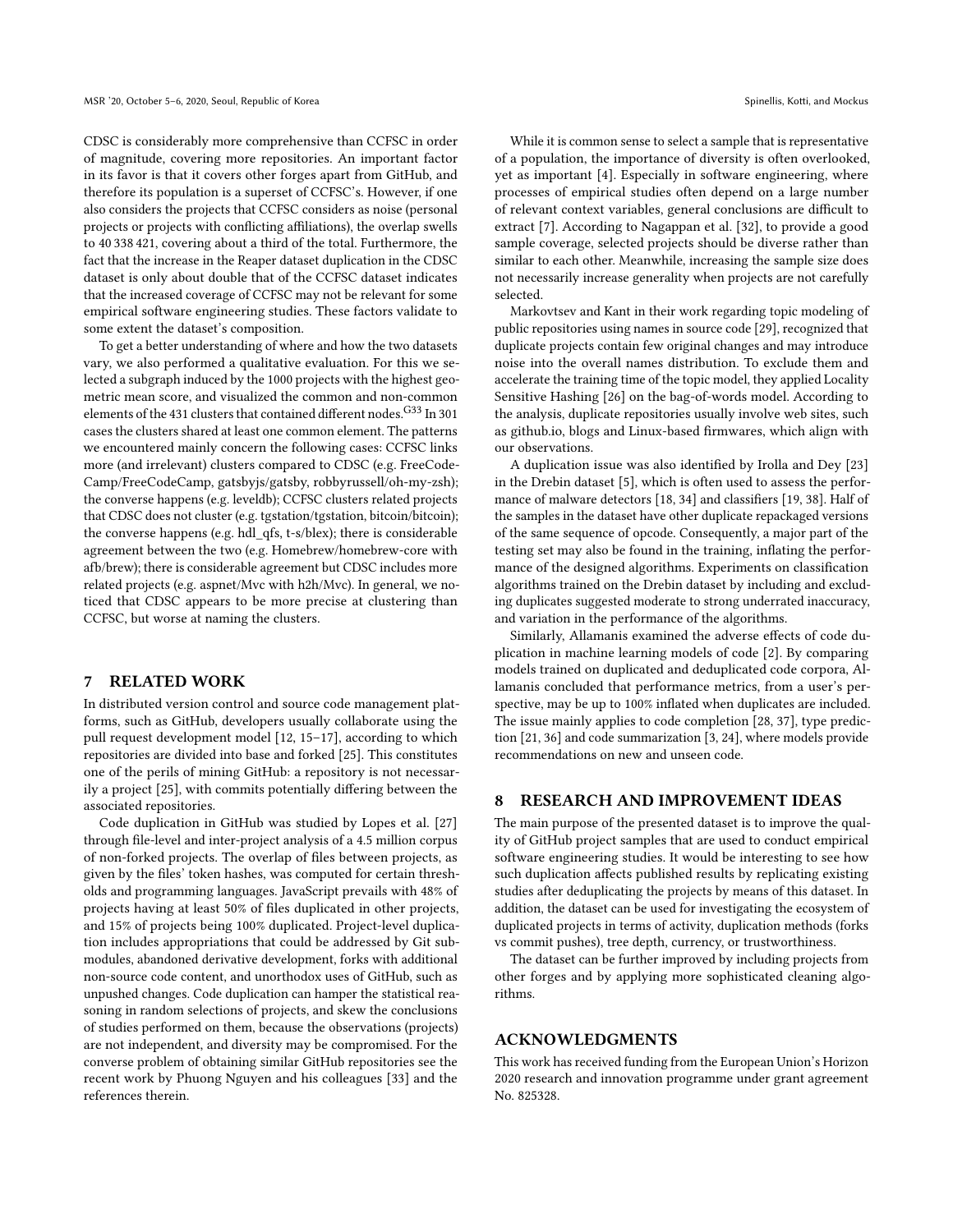CDSC is considerably more comprehensive than CCFSC in order of magnitude, covering more repositories. An important factor in its favor is that it covers other forges apart from GitHub, and therefore its population is a superset of CCFSC's. However, if one also considers the projects that CCFSC considers as noise (personal projects or projects with conflicting affiliations), the overlap swells to 40 338 421, covering about a third of the total. Furthermore, the fact that the increase in the Reaper dataset duplication in the CDSC dataset is only about double that of the CCFSC dataset indicates that the increased coverage of CCFSC may not be relevant for some empirical software engineering studies. These factors validate to some extent the dataset's composition.

To get a better understanding of where and how the two datasets vary, we also performed a qualitative evaluation. For this we selected a subgraph induced by the 1000 projects with the highest geometric mean score, and visualized the common and non-common elements of the 431 clusters that contained different nodes.[G33] In 301 cases the clusters shared at least one common element. The patterns we encountered mainly concern the following cases: CCFSC links more (and irrelevant) clusters compared to CDSC (e.g. FreeCodeCamp/FreeCodeCamp, gatsbyjs/gatsby, robbyrussell/oh-my-zsh); the converse happens (e.g. leveldb); CCFSC clusters related projects that CDSC does not cluster (e.g. tgstation/tgstation, bitcoin/bitcoin); the converse happens (e.g. hdl_qfs, t-s/blex); there is considerable agreement between the two (e.g. Homebrew/homebrew-core with afb/brew); there is considerable agreement but CDSC includes more related projects (e.g. aspnet/Mvc with h2h/Mvc). In general, we noticed that CDSC appears to be more precise at clustering than CCFSC, but worse at naming the clusters.

## 7 RELATED WORK

In distributed version control and source code management platforms, such as GitHub, developers usually collaborate using the pull request development model [12, 15–17], according to which repositories are divided into base and forked [25]. This constitutes one of the perils of mining GitHub: a repository is not necessarily a project [25], with commits potentially differing between the associated repositories.

Code duplication in GitHub was studied by Lopes et al. [27] through file-level and inter-project analysis of a 4.5 million corpus of non-forked projects. The overlap of files between projects, as given by the files' token hashes, was computed for certain thresholds and programming languages. JavaScript prevails with 48% of projects having at least 50% of files duplicated in other projects, and 15% of projects being 100% duplicated. Project-level duplication includes appropriations that could be addressed by Git submodules, abandoned derivative development, forks with additional non-source code content, and unorthodox uses of GitHub, such as unpushed changes. Code duplication can hamper the statistical reasoning in random selections of projects, and skew the conclusions of studies performed on them, because the observations (projects) are not independent, and diversity may be compromised. For the converse problem of obtaining similar GitHub repositories see the recent work by Phuong Nguyen and his colleagues [33] and the references therein.

While it is common sense to select a sample that is representative of a population, the importance of diversity is often overlooked, yet as important [4]. Especially in software engineering, where processes of empirical studies often depend on a large number of relevant context variables, general conclusions are difficult to extract [7]. According to Nagappan et al. [32], to provide a good sample coverage, selected projects should be diverse rather than similar to each other. Meanwhile, increasing the sample size does not necessarily increase generality when projects are not carefully selected.

Markovtsev and Kant in their work regarding topic modeling of public repositories using names in source code [29], recognized that duplicate projects contain few original changes and may introduce noise into the overall names distribution. To exclude them and accelerate the training time of the topic model, they applied Locality Sensitive Hashing [26] on the bag-of-words model. According to the analysis, duplicate repositories usually involve web sites, such as github.io, blogs and Linux-based firmwares, which align with our observations.

A duplication issue was also identified by Irolla and Dey [23] in the Drebin dataset [5], which is often used to assess the performance of malware detectors [18, 34] and classifiers [19, 38]. Half of the samples in the dataset have other duplicate repackaged versions of the same sequence of opcode. Consequently, a major part of the testing set may also be found in the training, inflating the performance of the designed algorithms. Experiments on classification algorithms trained on the Drebin dataset by including and excluding duplicates suggested moderate to strong underrated inaccuracy, and variation in the performance of the algorithms.

Similarly, Allamanis examined the adverse effects of code duplication in machine learning models of code [2]. By comparing models trained on duplicated and deduplicated code corpora, Allamanis concluded that performance metrics, from a user's perspective, may be up to 100% inflated when duplicates are included. The issue mainly applies to code completion [28, 37], type prediction [21, 36] and code summarization [3, 24], where models provide recommendations on new and unseen code.

## 8 RESEARCH AND IMPROVEMENT IDEAS

The main purpose of the presented dataset is to improve the quality of GitHub project samples that are used to conduct empirical software engineering studies. It would be interesting to see how such duplication affects published results by replicating existing studies after deduplicating the projects by means of this dataset. In addition, the dataset can be used for investigating the ecosystem of duplicated projects in terms of activity, duplication methods (forks vs commit pushes), tree depth, currency, or trustworthiness.

The dataset can be further improved by including projects from other forges and by applying more sophisticated cleaning algorithms.

## ACKNOWLEDGMENTS

This work has received funding from the European Union's Horizon 2020 research and innovation programme under grant agreement No. 825328.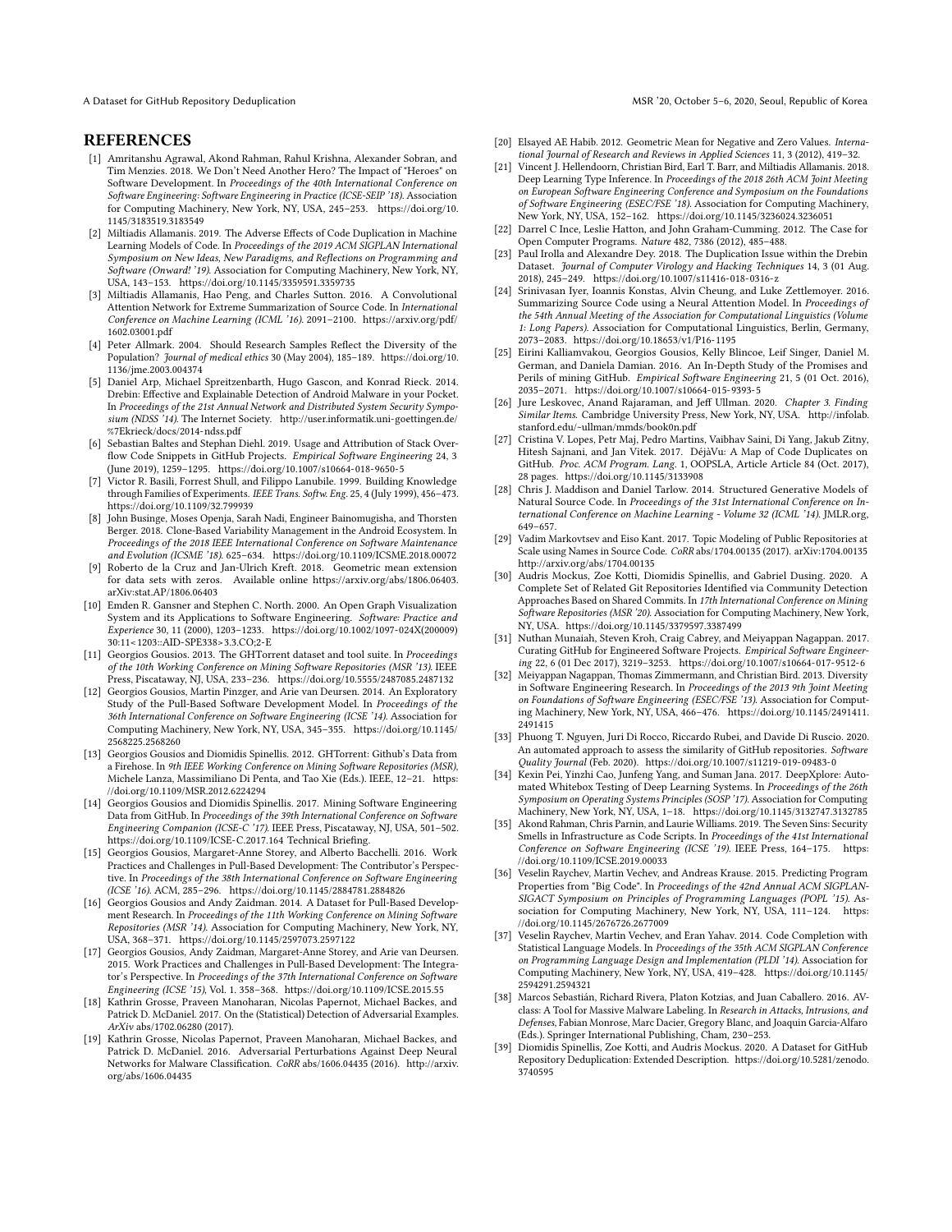## REFERENCES

[1] Amritanshu Agrawal, Akond Rahman, Rahul Krishna, Alexander Sobran, and Tim Menzies. 2018. We Don't Need Another Hero? The Impact of "Heroes" on Software Development. In *Proceedings of the 40th International Conference on Software Engineering: Software Engineering in Practice (ICSE-SEIP '18)*. Association for Computing Machinery, New York, NY, USA, 245–253. https://doi.org/10.1145/3183519.3183549

[2] Miltiadis Allamanis. 2019. The Adverse Effects of Code Duplication in Machine Learning Models of Code. In *Proceedings of the 2019 ACM SIGPLAN International Symposium on New Ideas, New Paradigms, and Reflections on Programming and Software (Onward! '19)*. Association for Computing Machinery, New York, NY, USA, 143–153. https://doi.org/10.1145/3359591.3359735

[3] Miltiadis Allamanis, Hao Peng, and Charles Sutton. 2016. A Convolutional Attention Network for Extreme Summarization of Source Code. In *International Conference on Machine Learning (ICML '16)*. 2091–2100. https://arxiv.org/pdf/1602.03001.pdf

[4] Peter Allmark. 2004. Should Research Samples Reflect the Diversity of the Population? *Journal of medical ethics* 30 (May 2004), 185–189. https://doi.org/10.1136/jme.2003.004374

[5] Daniel Arp, Michael Spreitzenbarth, Hugo Gascon, and Konrad Rieck. 2014. Drebin: Effective and Explainable Detection of Android Malware in your Pocket. In *Proceedings of the 21st Annual Network and Distributed System Security Symposium (NDSS '14)*. The Internet Society. http://user.informatik.uni-goettingen.de/%7Ekrieck/docs/2014-ndss.pdf

[6] Sebastian Baltes and Stephan Diehl. 2019. Usage and Attribution of Stack Overflow Code Snippets in GitHub Projects. *Empirical Software Engineering* 24, 3 (June 2019), 1259–1295. https://doi.org/10.1007/s10664-018-9650-5

[7] Victor R. Basili, Forrest Shull, and Filippo Lanubile. 1999. Building Knowledge through Families of Experiments. *IEEE Trans. Softw. Eng.* 25, 4 (July 1999), 456–473. https://doi.org/10.1109/32.799939

[8] John Businge, Moses Openja, Sarah Nadi, Engineer Bainomugisha, and Thorsten Berger. 2018. Clone-Based Variability Management in the Android Ecosystem. In *Proceedings of the 2018 IEEE International Conference on Software Maintenance and Evolution (ICSME '18)*. 625–634. https://doi.org/10.1109/ICSME.2018.00072

[9] Roberto de la Cruz and Jan-Ulrich Kreft. 2018. Geometric mean extension for data sets with zeros. Available online https://arxiv.org/abs/1806.06403. arXiv:stat.AP/1806.06403

[10] Emden R. Gansner and Stephen C. North. 2000. An Open Graph Visualization System and its Applications to Software Engineering. *Software: Practice and Experience* 30, 11 (2000), 1203–1233. https://doi.org/10.1002/1097-024X(200009)30:11<1203::AID-SPE338>3.3.CO;2-E

[11] Georgios Gousios. 2013. The GHTorrent dataset and tool suite. In *Proceedings of the 10th Working Conference on Mining Software Repositories (MSR '13)*. IEEE Press, Piscataway, NJ, USA, 233–236. https://doi.org/10.5555/2487085.2487132

[12] Georgios Gousios, Martin Pinzger, and Arie van Deursen. 2014. An Exploratory Study of the Pull-Based Software Development Model. In *Proceedings of the 36th International Conference on Software Engineering (ICSE '14)*. Association for Computing Machinery, New York, NY, USA, 345–355. https://doi.org/10.1145/2568225.2568260

[13] Georgios Gousios and Diomidis Spinellis. 2012. GHTorrent: Github's Data from a Firehose. In *9th IEEE Working Conference on Mining Software Repositories (MSR)*, Michele Lanza, Massimiliano Di Penta, and Tao Xie (Eds.). IEEE, 12–21. https://doi.org/10.1109/MSR.2012.6224294

[14] Georgios Gousios and Diomidis Spinellis. 2017. Mining Software Engineering Data from GitHub. In *Proceedings of the 39th International Conference on Software Engineering Companion (ICSE-C '17)*. IEEE Press, Piscataway, NJ, USA, 501–502. https://doi.org/10.1109/ICSE-C.2017.164 Technical Briefing.

[15] Georgios Gousios, Margaret-Anne Storey, and Alberto Bacchelli. 2016. Work Practices and Challenges in Pull-Based Development: The Contributor's Perspective. In *Proceedings of the 38th International Conference on Software Engineering (ICSE '16)*. ACM, 285–296. https://doi.org/10.1145/2884781.2884826

[16] Georgios Gousios and Andy Zaidman. 2014. A Dataset for Pull-Based Development Research. In *Proceedings of the 11th Working Conference on Mining Software Repositories (MSR '14)*. Association for Computing Machinery, New York, NY, USA, 368–371. https://doi.org/10.1145/2597073.2597122

[17] Georgios Gousios, Andy Zaidman, Margaret-Anne Storey, and Arie van Deursen. 2015. Work Practices and Challenges in Pull-Based Development: The Integrator's Perspective. In *Proceedings of the 37th International Conference on Software Engineering (ICSE '15)*, Vol. 1. 358–368. https://doi.org/10.1109/ICSE.2015.55

[18] Kathrin Grosse, Praveen Manoharan, Nicolas Papernot, Michael Backes, and Patrick D. McDaniel. 2017. On the (Statistical) Detection of Adversarial Examples. *ArXiv* abs/1702.06280 (2017).

[19] Kathrin Grosse, Nicolas Papernot, Praveen Manoharan, Michael Backes, and Patrick D. McDaniel. 2016. Adversarial Perturbations Against Deep Neural Networks for Malware Classification. *CoRR* abs/1606.04435 (2016). http://arxiv.org/abs/1606.04435

[20] Elsayed AE Habib. 2012. Geometric Mean for Negative and Zero Values. *International Journal of Research and Reviews in Applied Sciences* 11, 3 (2012), 419–32.

[21] Vincent J. Hellendoorn, Christian Bird, Earl T. Barr, and Miltiadis Allamanis. 2018. Deep Learning Type Inference. In *Proceedings of the 2018 26th ACM Joint Meeting on European Software Engineering Conference and Symposium on the Foundations of Software Engineering (ESEC/FSE '18)*. Association for Computing Machinery, New York, NY, USA, 152–162. https://doi.org/10.1145/3236024.3236051

[22] Darrel C Ince, Leslie Hatton, and John Graham-Cumming. 2012. The Case for Open Computer Programs. *Nature* 482, 7386 (2012), 485–488.

[23] Paul Irolla and Alexandre Dey. 2018. The Duplication Issue within the Drebin Dataset. *Journal of Computer Virology and Hacking Techniques* 14, 3 (01 Aug. 2018), 245–249. https://doi.org/10.1007/s11416-018-0316-z

[24] Srinivasan Iyer, Ioannis Konstas, Alvin Cheung, and Luke Zettlemoyer. 2016. Summarizing Source Code using a Neural Attention Model. In *Proceedings of the 54th Annual Meeting of the Association for Computational Linguistics (Volume 1: Long Papers)*. Association for Computational Linguistics, Berlin, Germany, 2073–2083. https://doi.org/10.18653/v1/P16-1195

[25] Eirini Kalliamvakou, Georgios Gousios, Kelly Blincoe, Leif Singer, Daniel M. German, and Daniela Damian. 2016. An In-Depth Study of the Promises and Perils of mining GitHub. *Empirical Software Engineering* 21, 5 (01 Oct. 2016), 2035–2071. https://doi.org/10.1007/s10664-015-9393-5

[26] Jure Leskovec, Anand Rajaraman, and Jeff Ullman. 2020. *Chapter 3. Finding Similar Items*. Cambridge University Press, New York, NY, USA. http://infolab.stanford.edu/~ullman/mmds/book0n.pdf

[27] Cristina V. Lopes, Petr Maj, Pedro Martins, Vaibhav Saini, Di Yang, Jakub Zitny, Hitesh Sajnani, and Jan Vitek. 2017. DéjàVu: A Map of Code Duplicates on GitHub. *Proc. ACM Program. Lang.* 1, OOPSLA, Article Article 84 (Oct. 2017), 28 pages. https://doi.org/10.1145/3133908

[28] Chris J. Maddison and Daniel Tarlow. 2014. Structured Generative Models of Natural Source Code. In *Proceedings of the 31st International Conference on International Conference on Machine Learning - Volume 32 (ICML '14)*. JMLR.org, 649–657.

[29] Vadim Markovtsev and Eiso Kant. 2017. Topic Modeling of Public Repositories at Scale using Names in Source Code. *CoRR* abs/1704.00135 (2017). arXiv:1704.00135 http://arxiv.org/abs/1704.00135

[30] Audris Mockus, Zoe Kotti, Diomidis Spinellis, and Gabriel Dusing. 2020. A Complete Set of Related Git Repositories Identified via Community Detection Approaches Based on Shared Commits. In *17th International Conference on Mining Software Repositories (MSR '20)*. Association for Computing Machinery, New York, NY, USA. https://doi.org/10.1145/3379597.3387499

[31] Nuthan Munaiah, Steven Kroh, Craig Cabrey, and Meiyappan Nagappan. 2017. Curating GitHub for Engineered Software Projects. *Empirical Software Engineering* 22, 6 (01 Dec 2017), 3219–3253. https://doi.org/10.1007/s10664-017-9512-6

[32] Meiyappan Nagappan, Thomas Zimmermann, and Christian Bird. 2013. Diversity in Software Engineering Research. In *Proceedings of the 2013 9th Joint Meeting on Foundations of Software Engineering (ESEC/FSE '13)*. Association for Computing Machinery, New York, NY, USA, 466–476. https://doi.org/10.1145/2491411.2491415

[33] Phuong T. Nguyen, Juri Di Rocco, Riccardo Rubei, and Davide Di Ruscio. 2020. An automated approach to assess the similarity of GitHub repositories. *Software Quality Journal* (Feb. 2020). https://doi.org/10.1007/s11219-019-09483-0

[34] Kexin Pei, Yinzhi Cao, Junfeng Yang, and Suman Jana. 2017. DeepXplore: Automated Whitebox Testing of Deep Learning Systems. In *Proceedings of the 26th Symposium on Operating Systems Principles (SOSP '17)*. Association for Computing Machinery, New York, NY, USA, 1–18. https://doi.org/10.1145/3132747.3132785

[35] Akond Rahman, Chris Parnin, and Laurie Williams. 2019. The Seven Sins: Security Smells in Infrastructure as Code Scripts. In *Proceedings of the 41st International Conference on Software Engineering (ICSE '19)*. IEEE Press, 164–175. https://doi.org/10.1109/ICSE.2019.00033

[36] Veselin Raychev, Martin Vechev, and Andreas Krause. 2015. Predicting Program Properties from "Big Code". In *Proceedings of the 42nd Annual ACM SIGPLAN-SIGACT Symposium on Principles of Programming Languages (POPL '15)*. Association for Computing Machinery, New York, NY, USA, 111–124. https://doi.org/10.1145/2676726.2677009

[37] Veselin Raychev, Martin Vechev, and Eran Yahav. 2014. Code Completion with Statistical Language Models. In *Proceedings of the 35th ACM SIGPLAN Conference on Programming Language Design and Implementation (PLDI '14)*. Association for Computing Machinery, New York, NY, USA, 419–428. https://doi.org/10.1145/2594291.2594321

[38] Marcos Sebastián, Richard Rivera, Platon Kotzias, and Juan Caballero. 2016. AVclass: A Tool for Massive Malware Labeling. In *Research in Attacks, Intrusions, and Defenses*, Fabian Monrose, Marc Dacier, Gregory Blanc, and Joaquin Garcia-Alfaro (Eds.). Springer International Publishing, Cham, 230–253.

[39] Diomidis Spinellis, Zoe Kotti, and Audris Mockus. 2020. A Dataset for GitHub Repository Deduplication: Extended Description. https://doi.org/10.5281/zenodo.3740595